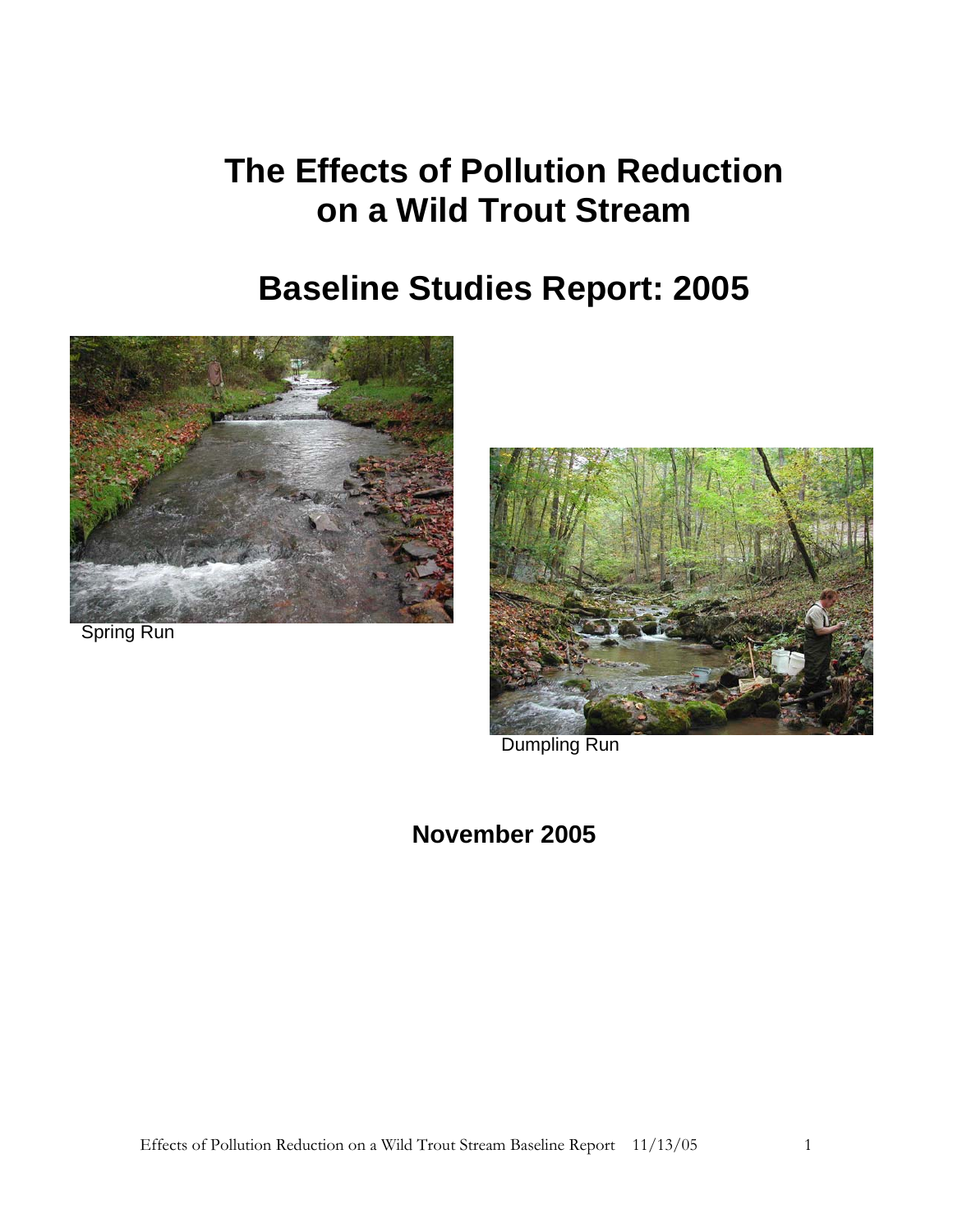# The Effects of Pollution Reduction on a Wild Trout Stream

# Baseline Studies Report: 2005

Spring Run

Dumpling Run

**November 2005**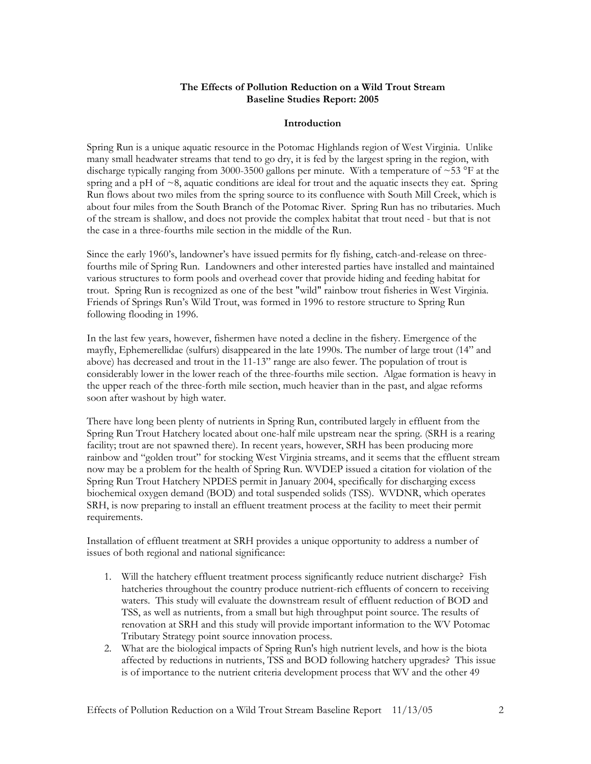**The Effects of Pollution Reduction on a Wild Trout Stream**
**Baseline Studies Report: 2005**

## Introduction

Spring Run is a unique aquatic resource in the Potomac Highlands region of West Virginia. Unlike many small headwater streams that tend to go dry, it is fed by the largest spring in the region, with discharge typically ranging from 3000-3500 gallons per minute. With a temperature of ~53 °F at the spring and a pH of ~8, aquatic conditions are ideal for trout and the aquatic insects they eat. Spring Run flows about two miles from the spring source to its confluence with South Mill Creek, which is about four miles from the South Branch of the Potomac River. Spring Run has no tributaries. Much of the stream is shallow, and does not provide the complex habitat that trout need - but that is not the case in a three-fourths mile section in the middle of the Run.

Since the early 1960's, landowner's have issued permits for fly fishing, catch-and-release on three-fourths mile of Spring Run. Landowners and other interested parties have installed and maintained various structures to form pools and overhead cover that provide hiding and feeding habitat for trout. Spring Run is recognized as one of the best "wild" rainbow trout fisheries in West Virginia. Friends of Springs Run's Wild Trout, was formed in 1996 to restore structure to Spring Run following flooding in 1996.

In the last few years, however, fishermen have noted a decline in the fishery. Emergence of the mayfly, Ephemerellidae (sulfurs) disappeared in the late 1990s. The number of large trout (14" and above) has decreased and trout in the 11-13" range are also fewer. The population of trout is considerably lower in the lower reach of the three-fourths mile section. Algae formation is heavy in the upper reach of the three-forth mile section, much heavier than in the past, and algae reforms soon after washout by high water.

There have long been plenty of nutrients in Spring Run, contributed largely in effluent from the Spring Run Trout Hatchery located about one-half mile upstream near the spring. (SRH is a rearing facility; trout are not spawned there). In recent years, however, SRH has been producing more rainbow and "golden trout" for stocking West Virginia streams, and it seems that the effluent stream now may be a problem for the health of Spring Run. WVDEP issued a citation for violation of the Spring Run Trout Hatchery NPDES permit in January 2004, specifically for discharging excess biochemical oxygen demand (BOD) and total suspended solids (TSS). WVDNR, which operates SRH, is now preparing to install an effluent treatment process at the facility to meet their permit requirements.

Installation of effluent treatment at SRH provides a unique opportunity to address a number of issues of both regional and national significance:

1. Will the hatchery effluent treatment process significantly reduce nutrient discharge? Fish hatcheries throughout the country produce nutrient-rich effluents of concern to receiving waters. This study will evaluate the downstream result of effluent reduction of BOD and TSS, as well as nutrients, from a small but high throughput point source. The results of renovation at SRH and this study will provide important information to the WV Potomac Tributary Strategy point source innovation process.
2. What are the biological impacts of Spring Run's high nutrient levels, and how is the biota affected by reductions in nutrients, TSS and BOD following hatchery upgrades? This issue is of importance to the nutrient criteria development process that WV and the other 49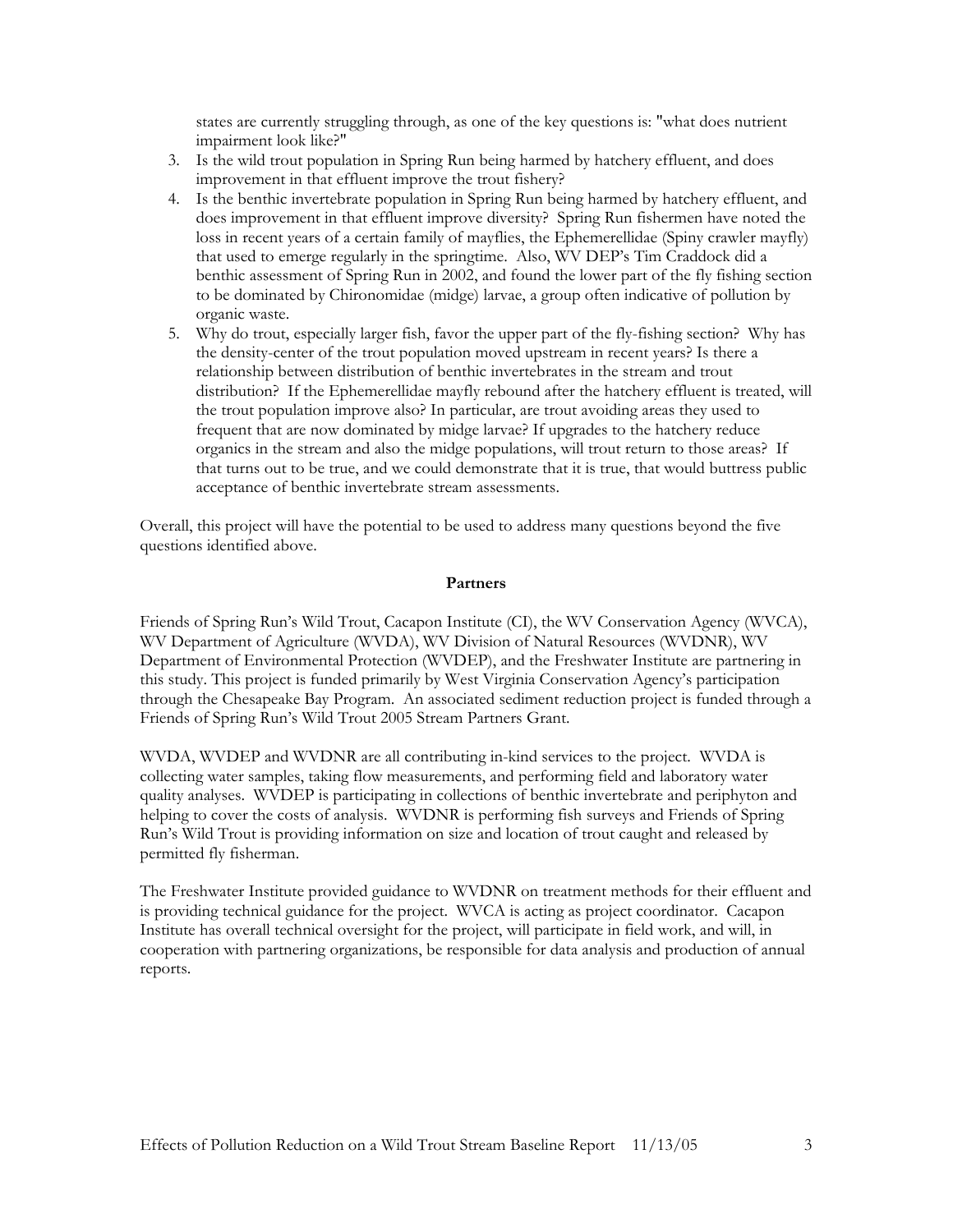states are currently struggling through, as one of the key questions is: "what does nutrient impairment look like?"

3. Is the wild trout population in Spring Run being harmed by hatchery effluent, and does improvement in that effluent improve the trout fishery?
4. Is the benthic invertebrate population in Spring Run being harmed by hatchery effluent, and does improvement in that effluent improve diversity? Spring Run fishermen have noted the loss in recent years of a certain family of mayflies, the Ephemerellidae (Spiny crawler mayfly) that used to emerge regularly in the springtime. Also, WV DEP's Tim Craddock did a benthic assessment of Spring Run in 2002, and found the lower part of the fly fishing section to be dominated by Chironomidae (midge) larvae, a group often indicative of pollution by organic waste.
5. Why do trout, especially larger fish, favor the upper part of the fly-fishing section? Why has the density-center of the trout population moved upstream in recent years? Is there a relationship between distribution of benthic invertebrates in the stream and trout distribution? If the Ephemerellidae mayfly rebound after the hatchery effluent is treated, will the trout population improve also? In particular, are trout avoiding areas they used to frequent that are now dominated by midge larvae? If upgrades to the hatchery reduce organics in the stream and also the midge populations, will trout return to those areas? If that turns out to be true, and we could demonstrate that it is true, that would buttress public acceptance of benthic invertebrate stream assessments.

Overall, this project will have the potential to be used to address many questions beyond the five questions identified above.

## Partners

Friends of Spring Run's Wild Trout, Cacapon Institute (CI), the WV Conservation Agency (WVCA), WV Department of Agriculture (WVDA), WV Division of Natural Resources (WVDNR), WV Department of Environmental Protection (WVDEP), and the Freshwater Institute are partnering in this study. This project is funded primarily by West Virginia Conservation Agency's participation through the Chesapeake Bay Program. An associated sediment reduction project is funded through a Friends of Spring Run's Wild Trout 2005 Stream Partners Grant.

WVDA, WVDEP and WVDNR are all contributing in-kind services to the project. WVDA is collecting water samples, taking flow measurements, and performing field and laboratory water quality analyses. WVDEP is participating in collections of benthic invertebrate and periphyton and helping to cover the costs of analysis. WVDNR is performing fish surveys and Friends of Spring Run's Wild Trout is providing information on size and location of trout caught and released by permitted fly fisherman.

The Freshwater Institute provided guidance to WVDNR on treatment methods for their effluent and is providing technical guidance for the project. WVCA is acting as project coordinator. Cacapon Institute has overall technical oversight for the project, will participate in field work, and will, in cooperation with partnering organizations, be responsible for data analysis and production of annual reports.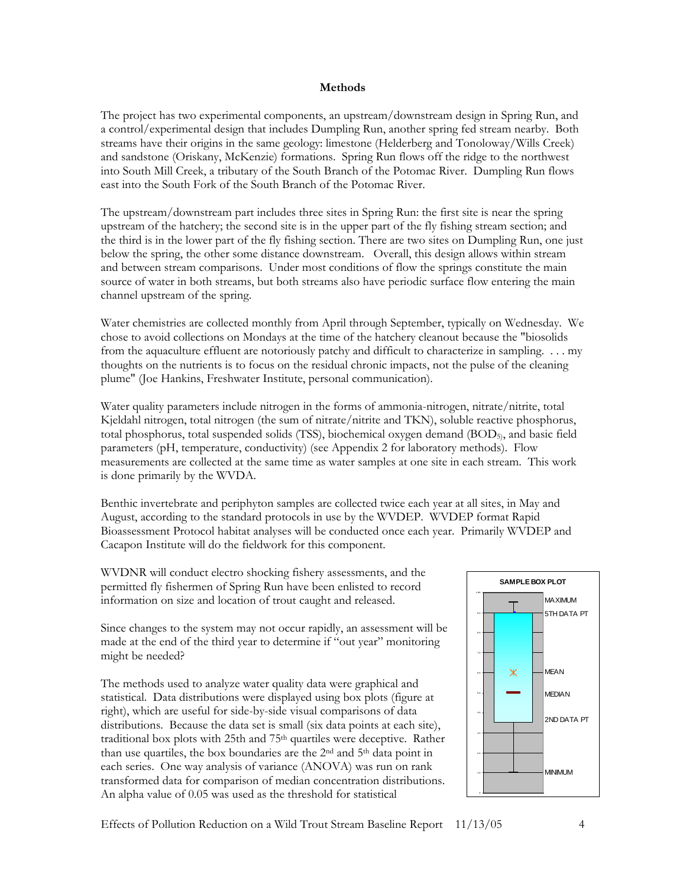**Methods**

The project has two experimental components, an upstream/downstream design in Spring Run, and a control/experimental design that includes Dumpling Run, another spring fed stream nearby. Both streams have their origins in the same geology: limestone (Helderberg and Tonoloway/Wills Creek) and sandstone (Oriskany, McKenzie) formations. Spring Run flows off the ridge to the northwest into South Mill Creek, a tributary of the South Branch of the Potomac River. Dumpling Run flows east into the South Fork of the South Branch of the Potomac River.

The upstream/downstream part includes three sites in Spring Run: the first site is near the spring upstream of the hatchery; the second site is in the upper part of the fly fishing stream section; and the third is in the lower part of the fly fishing section. There are two sites on Dumpling Run, one just below the spring, the other some distance downstream. Overall, this design allows within stream and between stream comparisons. Under most conditions of flow the springs constitute the main source of water in both streams, but both streams also have periodic surface flow entering the main channel upstream of the spring.

Water chemistries are collected monthly from April through September, typically on Wednesday. We chose to avoid collections on Mondays at the time of the hatchery cleanout because the "biosolids from the aquaculture effluent are notoriously patchy and difficult to characterize in sampling. . . . my thoughts on the nutrients is to focus on the residual chronic impacts, not the pulse of the cleaning plume" (Joe Hankins, Freshwater Institute, personal communication).

Water quality parameters include nitrogen in the forms of ammonia-nitrogen, nitrate/nitrite, total Kjeldahl nitrogen, total nitrogen (the sum of nitrate/nitrite and TKN), soluble reactive phosphorus, total phosphorus, total suspended solids (TSS), biochemical oxygen demand ($BOD_5$), and basic field parameters (pH, temperature, conductivity) (see Appendix 2 for laboratory methods). Flow measurements are collected at the same time as water samples at one site in each stream. This work is done primarily by the WVDA.

Benthic invertebrate and periphyton samples are collected twice each year at all sites, in May and August, according to the standard protocols in use by the WVDEP. WVDEP format Rapid Bioassessment Protocol habitat analyses will be conducted once each year. Primarily WVDEP and Cacapon Institute will do the fieldwork for this component.

WVDNR will conduct electro shocking fishery assessments, and the permitted fly fishermen of Spring Run have been enlisted to record information on size and location of trout caught and released.

Since changes to the system may not occur rapidly, an assessment will be made at the end of the third year to determine if "out year" monitoring might be needed?

The methods used to analyze water quality data were graphical and statistical. Data distributions were displayed using box plots (figure at right), which are useful for side-by-side visual comparisons of data distributions. Because the data set is small (six data points at each site), traditional box plots with 25th and 75th quartiles were deceptive. Rather than use quartiles, the box boundaries are the 2nd and 5th data point in each series. One way analysis of variance (ANOVA) was run on rank transformed data for comparison of median concentration distributions. An alpha value of 0.05 was used as the threshold for statistical

SAMPLE BOX PLOT

MAXIMUM

5TH DATA PT

MEAN

MEDIAN

2ND DATA PT

MINIMUM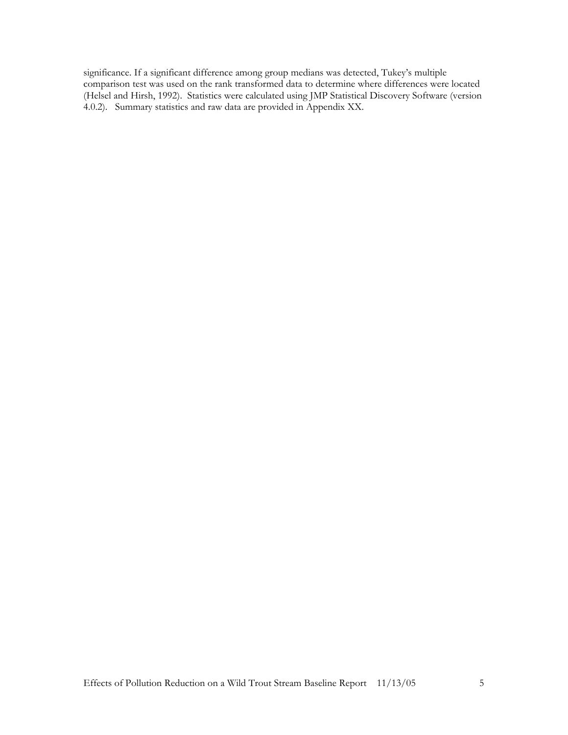significance. If a significant difference among group medians was detected, Tukey's multiple comparison test was used on the rank transformed data to determine where differences were located (Helsel and Hirsh, 1992). Statistics were calculated using JMP Statistical Discovery Software (version 4.0.2). Summary statistics and raw data are provided in Appendix XX.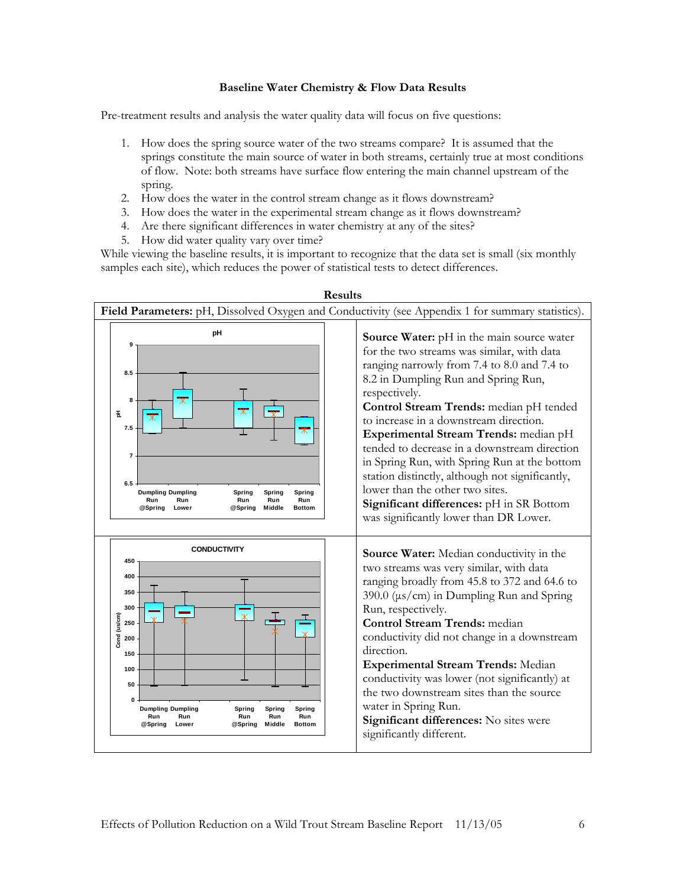**Baseline Water Chemistry & Flow Data Results**

Pre-treatment results and analysis the water quality data will focus on five questions:

1. How does the spring source water of the two streams compare? It is assumed that the springs constitute the main source of water in both streams, certainly true at most conditions of flow. Note: both streams have surface flow entering the main channel upstream of the spring.
2. How does the water in the control stream change as it flows downstream?
3. How does the water in the experimental stream change as it flows downstream?
4. Are there significant differences in water chemistry at any of the sites?
5. How did water quality vary over time?

While viewing the baseline results, it is important to recognize that the data set is small (six monthly samples each site), which reduces the power of statistical tests to detect differences.

**Results**

**Field Parameters:** pH, Dissolved Oxygen and Conductivity (see Appendix 1 for summary statistics).

**Source Water:** pH in the main source water for the two streams was similar, with data ranging narrowly from 7.4 to 8.0 and 7.4 to 8.2 in Dumpling Run and Spring Run, respectively.
**Control Stream Trends:** median pH tended to increase in a downstream direction.
**Experimental Stream Trends:** median pH tended to decrease in a downstream direction in Spring Run, with Spring Run at the bottom station distinctly, although not significantly, lower than the other two sites.
**Significant differences:** pH in SR Bottom was significantly lower than DR Lower.

**Source Water:** Median conductivity in the two streams was very similar, with data ranging broadly from 45.8 to 372 and 64.6 to 390.0 (µs/cm) in Dumpling Run and Spring Run, respectively.
**Control Stream Trends:** median conductivity did not change in a downstream direction.
**Experimental Stream Trends:** Median conductivity was lower (not significantly) at the two downstream sites than the source water in Spring Run.
**Significant differences:** No sites were significantly different.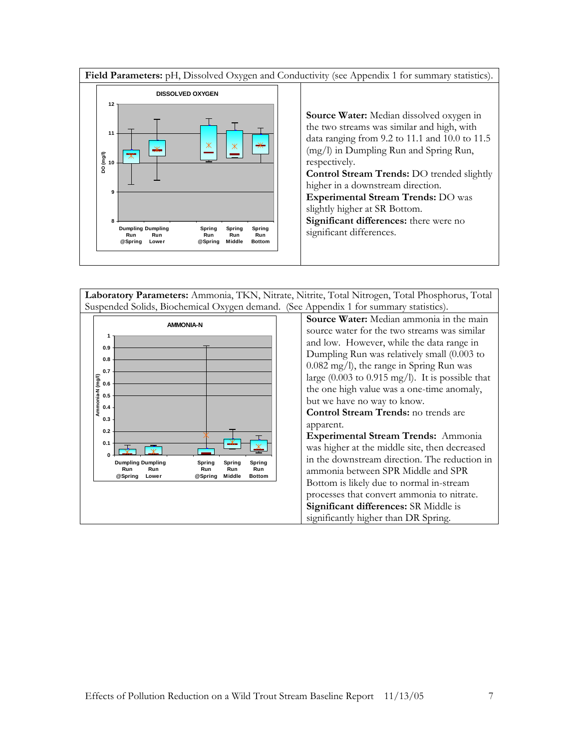**Field Parameters:** pH, Dissolved Oxygen and Conductivity (see Appendix 1 for summary statistics).

**Source Water:** Median dissolved oxygen in the two streams was similar and high, with data ranging from 9.2 to 11.1 and 10.0 to 11.5 (mg/l) in Dumpling Run and Spring Run, respectively.

**Control Stream Trends:** DO trended slightly higher in a downstream direction.

**Experimental Stream Trends:** DO was slightly higher at SR Bottom.

**Significant differences:** there were no significant differences.

**Laboratory Parameters:** Ammonia, TKN, Nitrate, Nitrite, Total Nitrogen, Total Phosphorus, Total Suspended Solids, Biochemical Oxygen demand. (See Appendix 1 for summary statistics).

**Source Water:** Median ammonia in the main source water for the two streams was similar and low. However, while the data range in Dumpling Run was relatively small (0.003 to 0.082 mg/l), the range in Spring Run was large (0.003 to 0.915 mg/l). It is possible that the one high value was a one-time anomaly, but we have no way to know.

**Control Stream Trends:** no trends are apparent.

**Experimental Stream Trends:** Ammonia was higher at the middle site, then decreased in the downstream direction. The reduction in ammonia between SPR Middle and SPR Bottom is likely due to normal in-stream processes that convert ammonia to nitrate.

**Significant differences:** SR Middle is significantly higher than DR Spring.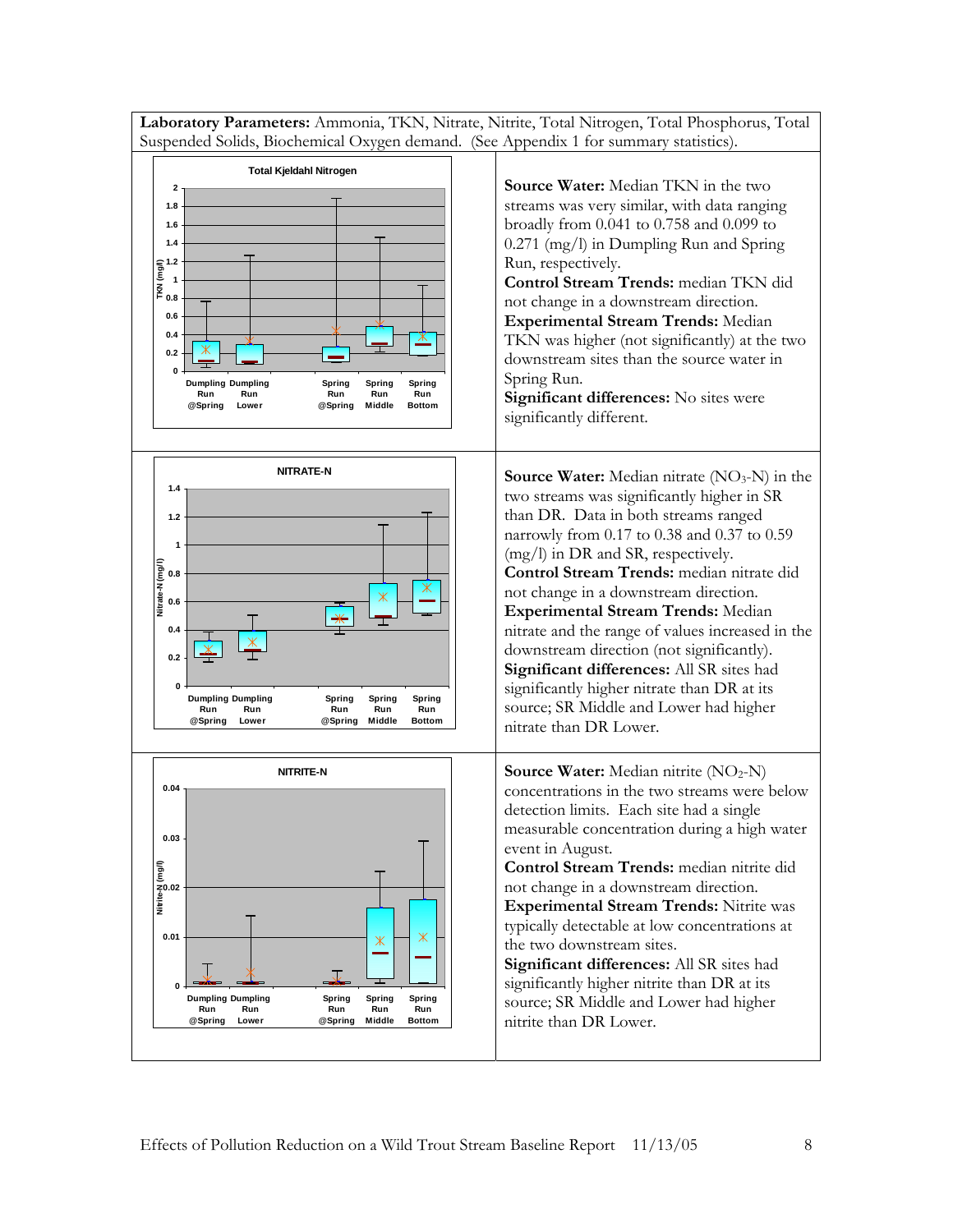**Laboratory Parameters:** Ammonia, TKN, Nitrate, Nitrite, Total Nitrogen, Total Phosphorus, Total Suspended Solids, Biochemical Oxygen demand. (See Appendix 1 for summary statistics).

**Source Water:** Median TKN in the two streams was very similar, with data ranging broadly from 0.041 to 0.758 and 0.099 to 0.271 (mg/l) in Dumpling Run and Spring Run, respectively.
**Control Stream Trends:** median TKN did not change in a downstream direction.
**Experimental Stream Trends:** Median TKN was higher (not significantly) at the two downstream sites than the source water in Spring Run.
**Significant differences:** No sites were significantly different.

**Source Water:** Median nitrate ($NO_3$-N) in the two streams was significantly higher in SR than DR. Data in both streams ranged narrowly from 0.17 to 0.38 and 0.37 to 0.59 (mg/l) in DR and SR, respectively.
**Control Stream Trends:** median nitrate did not change in a downstream direction.
**Experimental Stream Trends:** Median nitrate and the range of values increased in the downstream direction (not significantly).
**Significant differences:** All SR sites had significantly higher nitrate than DR at its source; SR Middle and Lower had higher nitrate than DR Lower.

**Source Water:** Median nitrite ($NO_2$-N) concentrations in the two streams were below detection limits. Each site had a single measurable concentration during a high water event in August.
**Control Stream Trends:** median nitrite did not change in a downstream direction.
**Experimental Stream Trends:** Nitrite was typically detectable at low concentrations at the two downstream sites.
**Significant differences:** All SR sites had significantly higher nitrite than DR at its source; SR Middle and Lower had higher nitrite than DR Lower.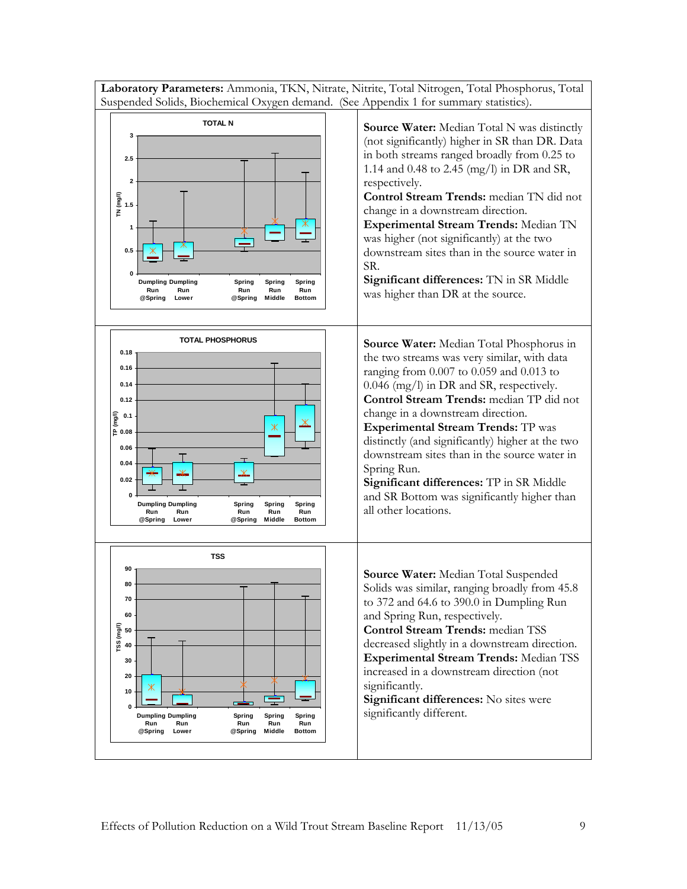**Laboratory Parameters:** Ammonia, TKN, Nitrate, Nitrite, Total Nitrogen, Total Phosphorus, Total Suspended Solids, Biochemical Oxygen demand. (See Appendix 1 for summary statistics).

**Source Water:** Median Total N was distinctly (not significantly) higher in SR than DR. Data in both streams ranged broadly from 0.25 to 1.14 and 0.48 to 2.45 (mg/l) in DR and SR, respectively.
**Control Stream Trends:** median TN did not change in a downstream direction.
**Experimental Stream Trends:** Median TN was higher (not significantly) at the two downstream sites than in the source water in SR.
**Significant differences:** TN in SR Middle was higher than DR at the source.

**Source Water:** Median Total Phosphorus in the two streams was very similar, with data ranging from 0.007 to 0.059 and 0.013 to 0.046 (mg/l) in DR and SR, respectively.
**Control Stream Trends:** median TP did not change in a downstream direction.
**Experimental Stream Trends:** TP was distinctly (and significantly) higher at the two downstream sites than in the source water in Spring Run.
**Significant differences:** TP in SR Middle and SR Bottom was significantly higher than all other locations.

**Source Water:** Median Total Suspended Solids was similar, ranging broadly from 45.8 to 372 and 64.6 to 390.0 in Dumpling Run and Spring Run, respectively.
**Control Stream Trends:** median TSS decreased slightly in a downstream direction.
**Experimental Stream Trends:** Median TSS increased in a downstream direction (not significantly.
**Significant differences:** No sites were significantly different.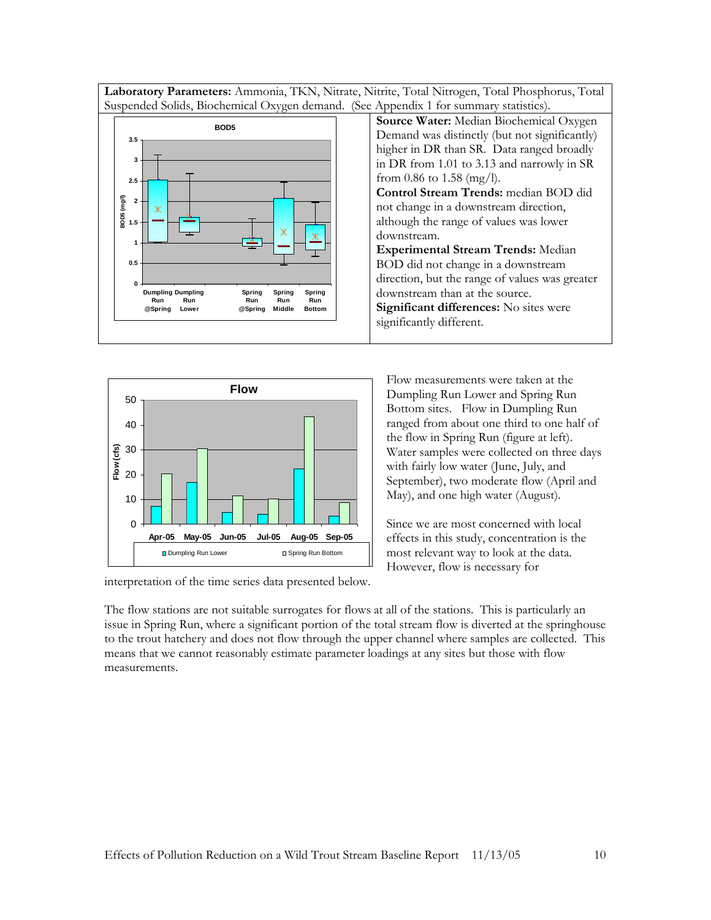**Laboratory Parameters:** Ammonia, TKN, Nitrate, Nitrite, Total Nitrogen, Total Phosphorus, Total Suspended Solids, Biochemical Oxygen demand. (See Appendix 1 for summary statistics).

**Source Water:** Median Biochemical Oxygen Demand was distinctly (but not significantly) higher in DR than SR. Data ranged broadly in DR from 1.01 to 3.13 and narrowly in SR from 0.86 to 1.58 (mg/l).

**Control Stream Trends:** median BOD did not change in a downstream direction, although the range of values was lower downstream.

**Experimental Stream Trends:** Median BOD did not change in a downstream direction, but the range of values was greater downstream than at the source.

**Significant differences:** No sites were significantly different.

Flow measurements were taken at the Dumpling Run Lower and Spring Run Bottom sites. Flow in Dumpling Run ranged from about one third to one half of the flow in Spring Run (figure at left). Water samples were collected on three days with fairly low water (June, July, and September), two moderate flow (April and May), and one high water (August).

Since we are most concerned with local effects in this study, concentration is the most relevant way to look at the data. However, flow is necessary for interpretation of the time series data presented below.

The flow stations are not suitable surrogates for flows at all of the stations. This is particularly an issue in Spring Run, where a significant portion of the total stream flow is diverted at the springhouse to the trout hatchery and does not flow through the upper channel where samples are collected. This means that we cannot reasonably estimate parameter loadings at any sites but those with flow measurements.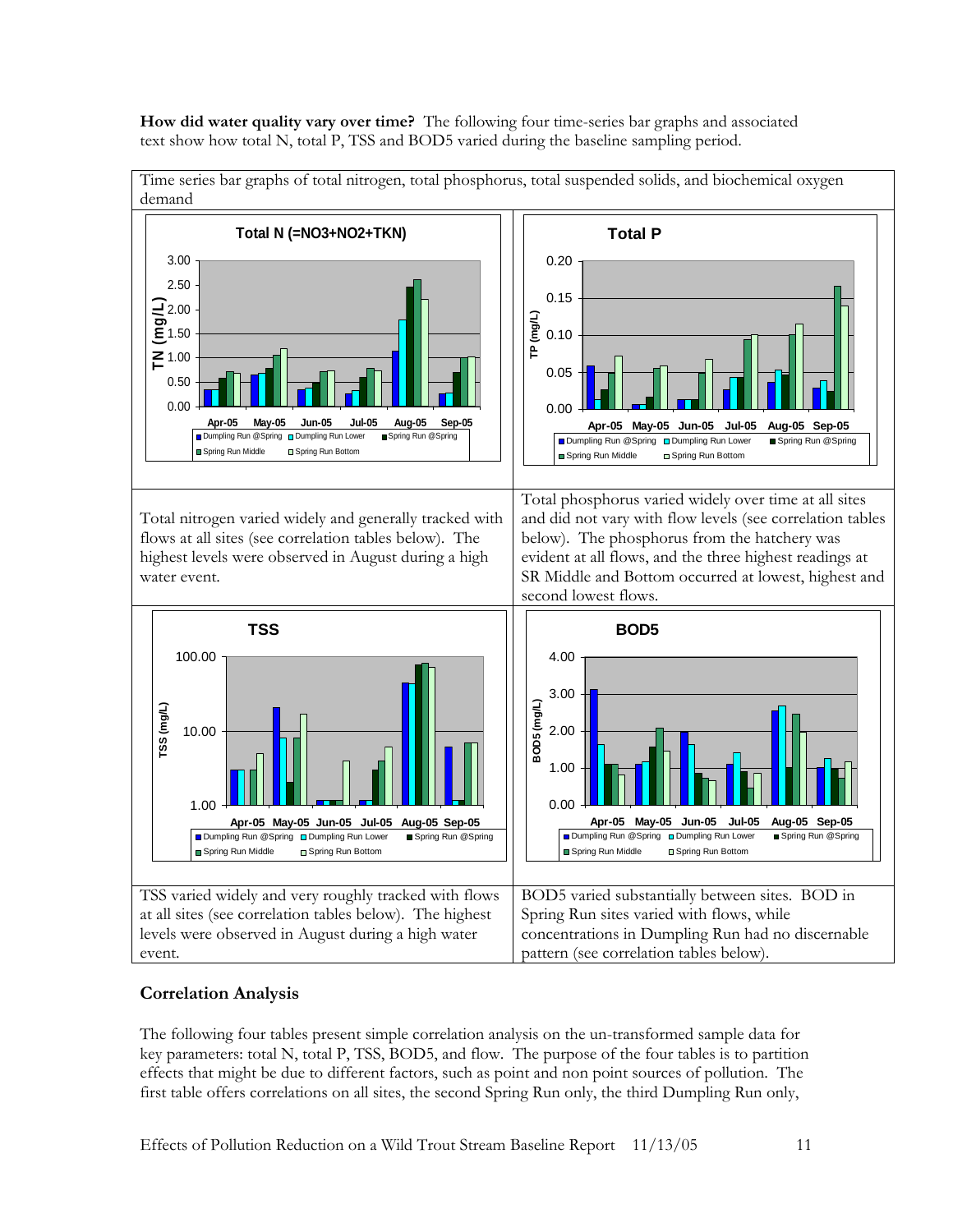**How did water quality vary over time?** The following four time-series bar graphs and associated text show how total N, total P, TSS and BOD5 varied during the baseline sampling period.

Time series bar graphs of total nitrogen, total phosphorus, total suspended solids, and biochemical oxygen demand

| | |
|---|---|
| Total nitrogen varied widely and generally tracked with flows at all sites (see correlation tables below). The highest levels were observed in August during a high water event. | Total phosphorus varied widely over time at all sites and did not vary with flow levels (see correlation tables below). The phosphorus from the hatchery was evident at all flows, and the three highest readings at SR Middle and Bottom occurred at lowest, highest and second lowest flows. |
| TSS varied widely and very roughly tracked with flows at all sites (see correlation tables below). The highest levels were observed in August during a high water event. | BOD5 varied substantially between sites. BOD in Spring Run sites varied with flows, while concentrations in Dumpling Run had no discernable pattern (see correlation tables below). |

## Correlation Analysis

The following four tables present simple correlation analysis on the un-transformed sample data for key parameters: total N, total P, TSS, BOD5, and flow. The purpose of the four tables is to partition effects that might be due to different factors, such as point and non point sources of pollution. The first table offers correlations on all sites, the second Spring Run only, the third Dumpling Run only,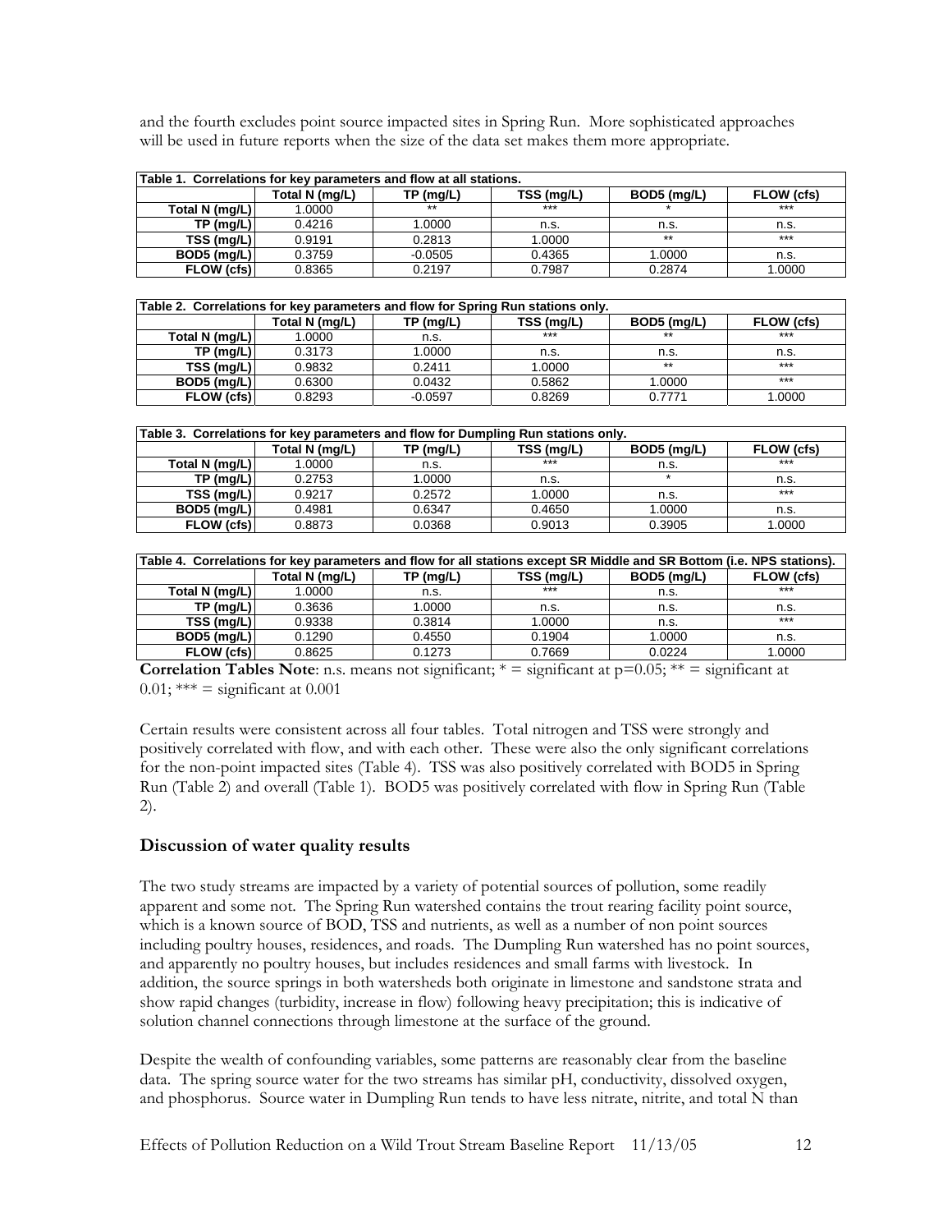and the fourth excludes point source impacted sites in Spring Run. More sophisticated approaches will be used in future reports when the size of the data set makes them more appropriate.

| Table 1. Correlations for key parameters and flow at all stations. | | | | | |
|---|---|---|---|---|---|
| | Total N (mg/L) | TP (mg/L) | TSS (mg/L) | BOD5 (mg/L) | FLOW (cfs) |
| Total N (mg/L) | 1.0000 | ** | *** | * | *** |
| TP (mg/L) | 0.4216 | 1.0000 | n.s. | n.s. | n.s. |
| TSS (mg/L) | 0.9191 | 0.2813 | 1.0000 | ** | *** |
| BOD5 (mg/L) | 0.3759 | -0.0505 | 0.4365 | 1.0000 | n.s. |
| FLOW (cfs) | 0.8365 | 0.2197 | 0.7987 | 0.2874 | 1.0000 |

| Table 2. Correlations for key parameters and flow for Spring Run stations only. | | | | | |
|---|---|---|---|---|---|
| | Total N (mg/L) | TP (mg/L) | TSS (mg/L) | BOD5 (mg/L) | FLOW (cfs) |
| Total N (mg/L) | 1.0000 | n.s. | *** | ** | *** |
| TP (mg/L) | 0.3173 | 1.0000 | n.s. | n.s. | n.s. |
| TSS (mg/L) | 0.9832 | 0.2411 | 1.0000 | ** | *** |
| BOD5 (mg/L) | 0.6300 | 0.0432 | 0.5862 | 1.0000 | *** |
| FLOW (cfs) | 0.8293 | -0.0597 | 0.8269 | 0.7771 | 1.0000 |

| Table 3. Correlations for key parameters and flow for Dumpling Run stations only. | | | | | |
|---|---|---|---|---|---|
| | Total N (mg/L) | TP (mg/L) | TSS (mg/L) | BOD5 (mg/L) | FLOW (cfs) |
| Total N (mg/L) | 1.0000 | n.s. | *** | n.s. | *** |
| TP (mg/L) | 0.2753 | 1.0000 | n.s. | * | n.s. |
| TSS (mg/L) | 0.9217 | 0.2572 | 1.0000 | n.s. | *** |
| BOD5 (mg/L) | 0.4981 | 0.6347 | 0.4650 | 1.0000 | n.s. |
| FLOW (cfs) | 0.8873 | 0.0368 | 0.9013 | 0.3905 | 1.0000 |

| Table 4. Correlations for key parameters and flow for all stations except SR Middle and SR Bottom (i.e. NPS stations). | | | | | |
|---|---|---|---|---|---|
| | Total N (mg/L) | TP (mg/L) | TSS (mg/L) | BOD5 (mg/L) | FLOW (cfs) |
| Total N (mg/L) | 1.0000 | n.s. | *** | n.s. | *** |
| TP (mg/L) | 0.3636 | 1.0000 | n.s. | n.s. | n.s. |
| TSS (mg/L) | 0.9338 | 0.3814 | 1.0000 | n.s. | *** |
| BOD5 (mg/L) | 0.1290 | 0.4550 | 0.1904 | 1.0000 | n.s. |
| FLOW (cfs) | 0.8625 | 0.1273 | 0.7669 | 0.0224 | 1.0000 |

**Correlation Tables Note**: n.s. means not significant; * = significant at p=0.05; ** = significant at 0.01; *** = significant at 0.001

Certain results were consistent across all four tables. Total nitrogen and TSS were strongly and positively correlated with flow, and with each other. These were also the only significant correlations for the non-point impacted sites (Table 4). TSS was also positively correlated with BOD5 in Spring Run (Table 2) and overall (Table 1). BOD5 was positively correlated with flow in Spring Run (Table 2).

## Discussion of water quality results

The two study streams are impacted by a variety of potential sources of pollution, some readily apparent and some not. The Spring Run watershed contains the trout rearing facility point source, which is a known source of BOD, TSS and nutrients, as well as a number of non point sources including poultry houses, residences, and roads. The Dumpling Run watershed has no point sources, and apparently no poultry houses, but includes residences and small farms with livestock. In addition, the source springs in both watersheds both originate in limestone and sandstone strata and show rapid changes (turbidity, increase in flow) following heavy precipitation; this is indicative of solution channel connections through limestone at the surface of the ground.

Despite the wealth of confounding variables, some patterns are reasonably clear from the baseline data. The spring source water for the two streams has similar pH, conductivity, dissolved oxygen, and phosphorus. Source water in Dumpling Run tends to have less nitrate, nitrite, and total N than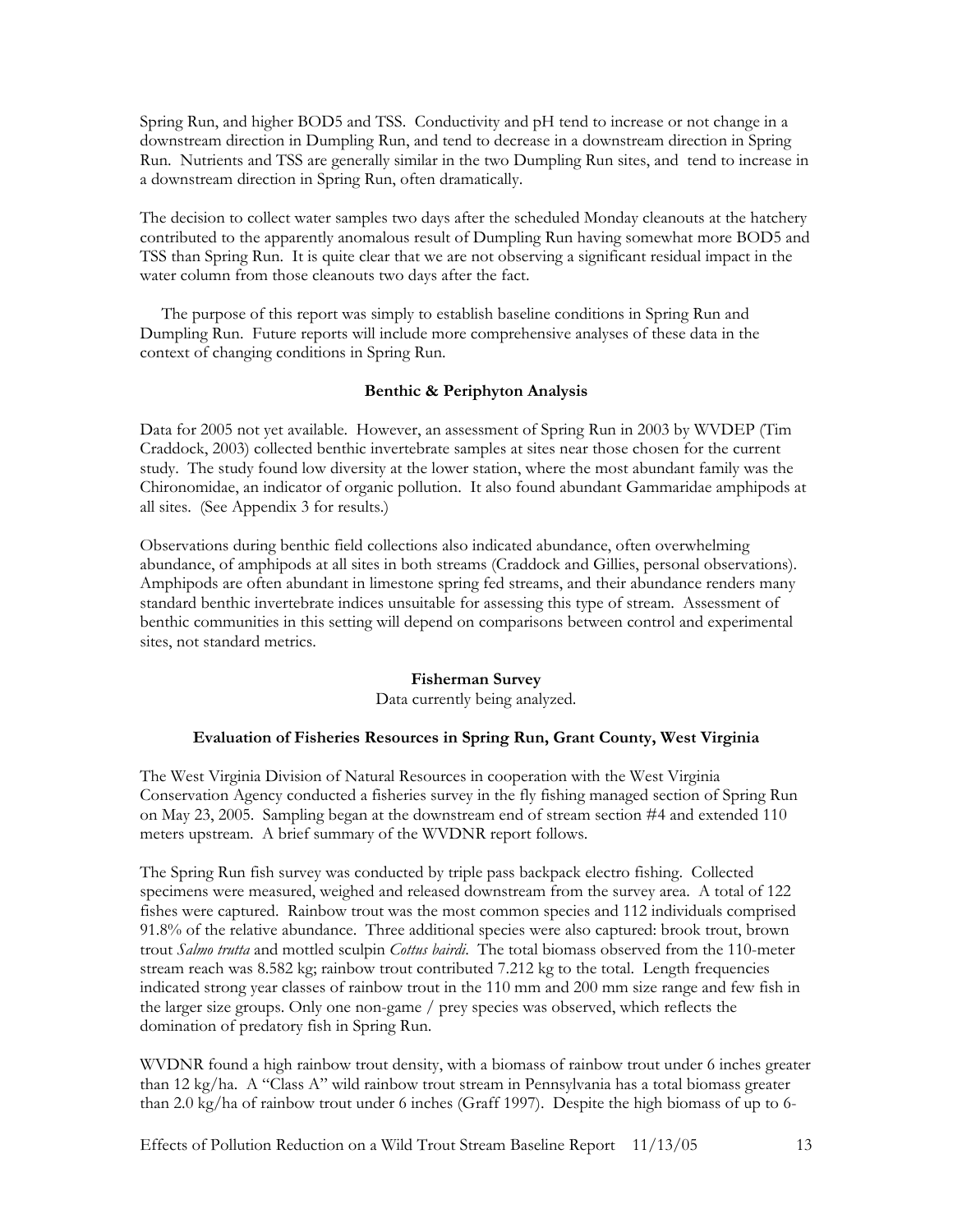Spring Run, and higher BOD5 and TSS. Conductivity and pH tend to increase or not change in a downstream direction in Dumpling Run, and tend to decrease in a downstream direction in Spring Run. Nutrients and TSS are generally similar in the two Dumpling Run sites, and tend to increase in a downstream direction in Spring Run, often dramatically.

The decision to collect water samples two days after the scheduled Monday cleanouts at the hatchery contributed to the apparently anomalous result of Dumpling Run having somewhat more BOD5 and TSS than Spring Run. It is quite clear that we are not observing a significant residual impact in the water column from those cleanouts two days after the fact.

The purpose of this report was simply to establish baseline conditions in Spring Run and Dumpling Run. Future reports will include more comprehensive analyses of these data in the context of changing conditions in Spring Run.

**Benthic & Periphyton Analysis**

Data for 2005 not yet available. However, an assessment of Spring Run in 2003 by WVDEP (Tim Craddock, 2003) collected benthic invertebrate samples at sites near those chosen for the current study. The study found low diversity at the lower station, where the most abundant family was the Chironomidae, an indicator of organic pollution. It also found abundant Gammaridae amphipods at all sites. (See Appendix 3 for results.)

Observations during benthic field collections also indicated abundance, often overwhelming abundance, of amphipods at all sites in both streams (Craddock and Gillies, personal observations). Amphipods are often abundant in limestone spring fed streams, and their abundance renders many standard benthic invertebrate indices unsuitable for assessing this type of stream. Assessment of benthic communities in this setting will depend on comparisons between control and experimental sites, not standard metrics.

**Fisherman Survey**

Data currently being analyzed.

**Evaluation of Fisheries Resources in Spring Run, Grant County, West Virginia**

The West Virginia Division of Natural Resources in cooperation with the West Virginia Conservation Agency conducted a fisheries survey in the fly fishing managed section of Spring Run on May 23, 2005. Sampling began at the downstream end of stream section #4 and extended 110 meters upstream. A brief summary of the WVDNR report follows.

The Spring Run fish survey was conducted by triple pass backpack electro fishing. Collected specimens were measured, weighed and released downstream from the survey area. A total of 122 fishes were captured. Rainbow trout was the most common species and 112 individuals comprised 91.8% of the relative abundance. Three additional species were also captured: brook trout, brown trout *Salmo trutta* and mottled sculpin *Cottus bairdi*. The total biomass observed from the 110-meter stream reach was 8.582 kg; rainbow trout contributed 7.212 kg to the total. Length frequencies indicated strong year classes of rainbow trout in the 110 mm and 200 mm size range and few fish in the larger size groups. Only one non-game / prey species was observed, which reflects the domination of predatory fish in Spring Run.

WVDNR found a high rainbow trout density, with a biomass of rainbow trout under 6 inches greater than 12 kg/ha. A "Class A" wild rainbow trout stream in Pennsylvania has a total biomass greater than 2.0 kg/ha of rainbow trout under 6 inches (Graff 1997). Despite the high biomass of up to 6-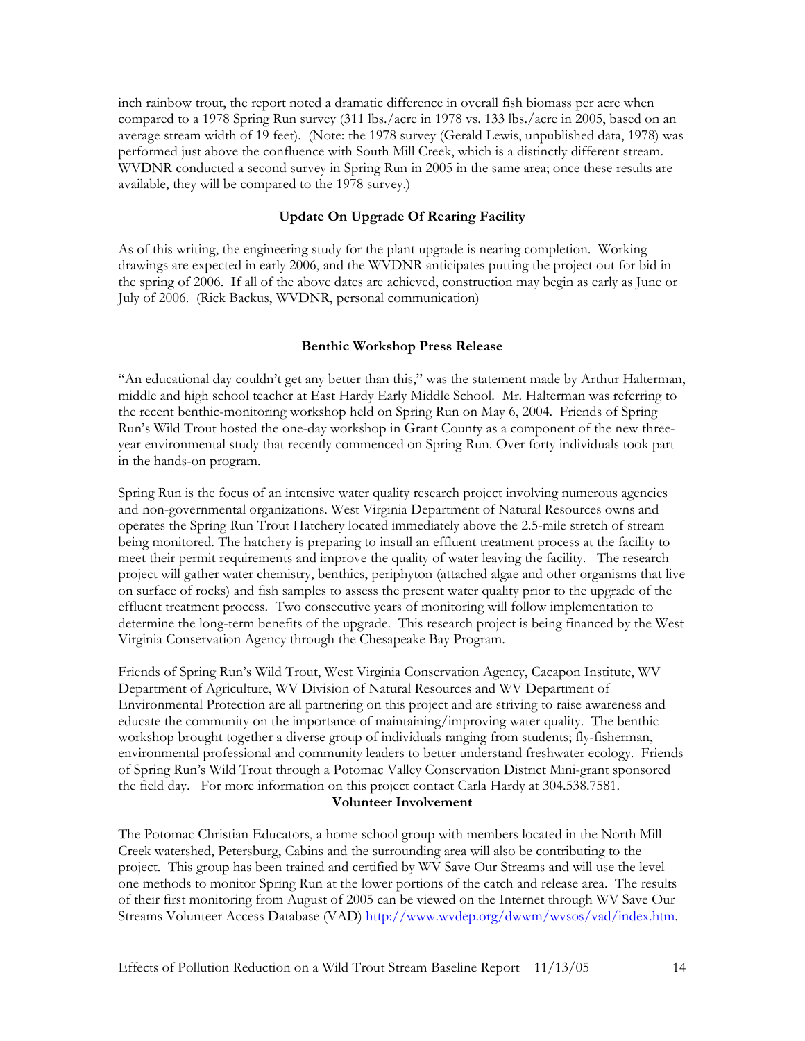inch rainbow trout, the report noted a dramatic difference in overall fish biomass per acre when compared to a 1978 Spring Run survey (311 lbs./acre in 1978 vs. 133 lbs./acre in 2005, based on an average stream width of 19 feet). (Note: the 1978 survey (Gerald Lewis, unpublished data, 1978) was performed just above the confluence with South Mill Creek, which is a distinctly different stream. WVDNR conducted a second survey in Spring Run in 2005 in the same area; once these results are available, they will be compared to the 1978 survey.)

### Update On Upgrade Of Rearing Facility

As of this writing, the engineering study for the plant upgrade is nearing completion. Working drawings are expected in early 2006, and the WVDNR anticipates putting the project out for bid in the spring of 2006. If all of the above dates are achieved, construction may begin as early as June or July of 2006. (Rick Backus, WVDNR, personal communication)

### Benthic Workshop Press Release

"An educational day couldn't get any better than this," was the statement made by Arthur Halterman, middle and high school teacher at East Hardy Early Middle School. Mr. Halterman was referring to the recent benthic-monitoring workshop held on Spring Run on May 6, 2004. Friends of Spring Run's Wild Trout hosted the one-day workshop in Grant County as a component of the new three-year environmental study that recently commenced on Spring Run. Over forty individuals took part in the hands-on program.

Spring Run is the focus of an intensive water quality research project involving numerous agencies and non-governmental organizations. West Virginia Department of Natural Resources owns and operates the Spring Run Trout Hatchery located immediately above the 2.5-mile stretch of stream being monitored. The hatchery is preparing to install an effluent treatment process at the facility to meet their permit requirements and improve the quality of water leaving the facility. The research project will gather water chemistry, benthics, periphyton (attached algae and other organisms that live on surface of rocks) and fish samples to assess the present water quality prior to the upgrade of the effluent treatment process. Two consecutive years of monitoring will follow implementation to determine the long-term benefits of the upgrade. This research project is being financed by the West Virginia Conservation Agency through the Chesapeake Bay Program.

Friends of Spring Run's Wild Trout, West Virginia Conservation Agency, Cacapon Institute, WV Department of Agriculture, WV Division of Natural Resources and WV Department of Environmental Protection are all partnering on this project and are striving to raise awareness and educate the community on the importance of maintaining/improving water quality. The benthic workshop brought together a diverse group of individuals ranging from students; fly-fisherman, environmental professional and community leaders to better understand freshwater ecology. Friends of Spring Run's Wild Trout through a Potomac Valley Conservation District Mini-grant sponsored the field day. For more information on this project contact Carla Hardy at 304.538.7581.

### Volunteer Involvement

The Potomac Christian Educators, a home school group with members located in the North Mill Creek watershed, Petersburg, Cabins and the surrounding area will also be contributing to the project. This group has been trained and certified by WV Save Our Streams and will use the level one methods to monitor Spring Run at the lower portions of the catch and release area. The results of their first monitoring from August of 2005 can be viewed on the Internet through WV Save Our Streams Volunteer Access Database (VAD) http://www.wvdep.org/dwwm/wvsos/vad/index.htm.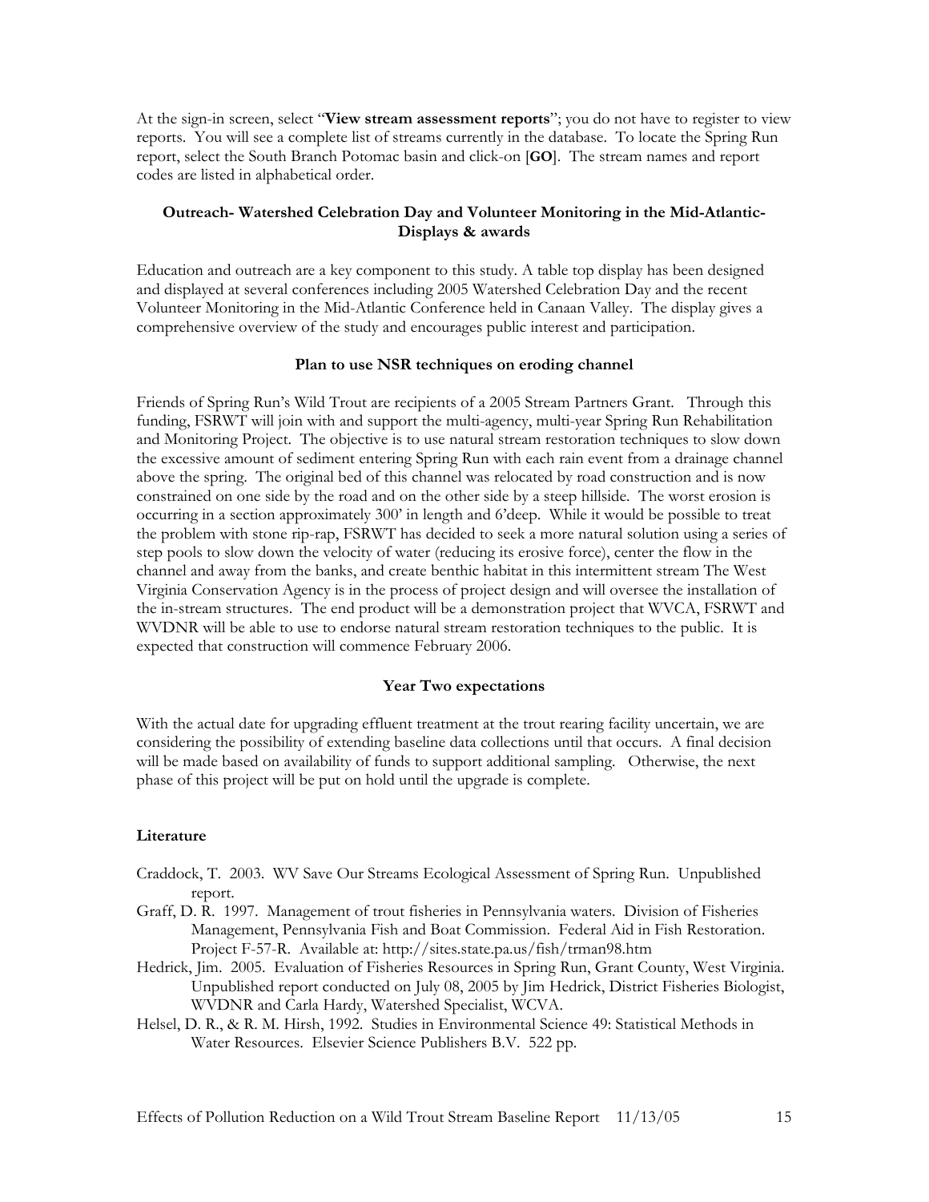At the sign-in screen, select "**View stream assessment reports**"; you do not have to register to view reports. You will see a complete list of streams currently in the database. To locate the Spring Run report, select the South Branch Potomac basin and click-on [**GO**]. The stream names and report codes are listed in alphabetical order.

### Outreach- Watershed Celebration Day and Volunteer Monitoring in the Mid-Atlantic- Displays & awards

Education and outreach are a key component to this study. A table top display has been designed and displayed at several conferences including 2005 Watershed Celebration Day and the recent Volunteer Monitoring in the Mid-Atlantic Conference held in Canaan Valley. The display gives a comprehensive overview of the study and encourages public interest and participation.

### Plan to use NSR techniques on eroding channel

Friends of Spring Run's Wild Trout are recipients of a 2005 Stream Partners Grant. Through this funding, FSRWT will join with and support the multi-agency, multi-year Spring Run Rehabilitation and Monitoring Project. The objective is to use natural stream restoration techniques to slow down the excessive amount of sediment entering Spring Run with each rain event from a drainage channel above the spring. The original bed of this channel was relocated by road construction and is now constrained on one side by the road and on the other side by a steep hillside. The worst erosion is occurring in a section approximately 300' in length and 6'deep. While it would be possible to treat the problem with stone rip-rap, FSRWT has decided to seek a more natural solution using a series of step pools to slow down the velocity of water (reducing its erosive force), center the flow in the channel and away from the banks, and create benthic habitat in this intermittent stream The West Virginia Conservation Agency is in the process of project design and will oversee the installation of the in-stream structures. The end product will be a demonstration project that WVCA, FSRWT and WVDNR will be able to use to endorse natural stream restoration techniques to the public. It is expected that construction will commence February 2006.

### Year Two expectations

With the actual date for upgrading effluent treatment at the trout rearing facility uncertain, we are considering the possibility of extending baseline data collections until that occurs. A final decision will be made based on availability of funds to support additional sampling. Otherwise, the next phase of this project will be put on hold until the upgrade is complete.

### Literature

Craddock, T. 2003. WV Save Our Streams Ecological Assessment of Spring Run. Unpublished report.

Graff, D. R. 1997. Management of trout fisheries in Pennsylvania waters. Division of Fisheries Management, Pennsylvania Fish and Boat Commission. Federal Aid in Fish Restoration. Project F-57-R. Available at: http://sites.state.pa.us/fish/trman98.htm

Hedrick, Jim. 2005. Evaluation of Fisheries Resources in Spring Run, Grant County, West Virginia. Unpublished report conducted on July 08, 2005 by Jim Hedrick, District Fisheries Biologist, WVDNR and Carla Hardy, Watershed Specialist, WCVA.

Helsel, D. R., & R. M. Hirsh, 1992. Studies in Environmental Science 49: Statistical Methods in Water Resources. Elsevier Science Publishers B.V. 522 pp.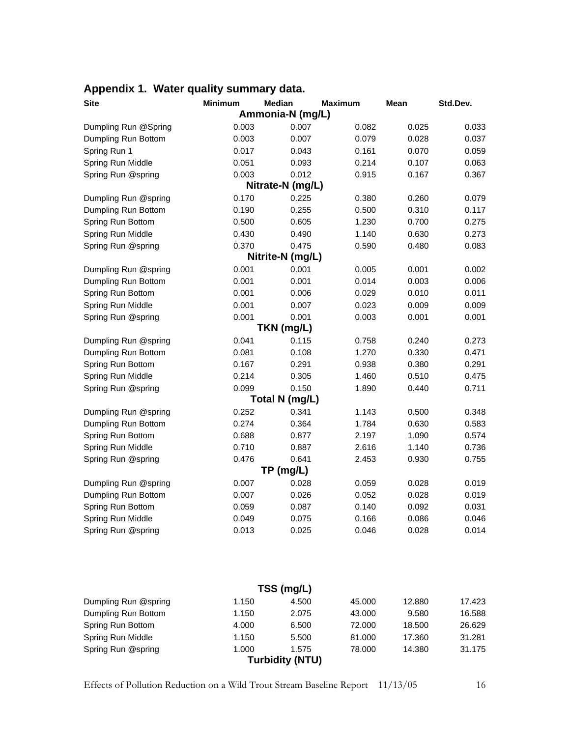## Appendix 1. Water quality summary data.

| Site | Minimum | Median | Maximum | Mean | Std.Dev. |
|---|---|---|---|---|---|
| **Ammonia-N (mg/L)** | | | | | |
| Dumpling Run @Spring | 0.003 | 0.007 | 0.082 | 0.025 | 0.033 |
| Dumpling Run Bottom | 0.003 | 0.007 | 0.079 | 0.028 | 0.037 |
| Spring Run 1 | 0.017 | 0.043 | 0.161 | 0.070 | 0.059 |
| Spring Run Middle | 0.051 | 0.093 | 0.214 | 0.107 | 0.063 |
| Spring Run @spring | 0.003 | 0.012 | 0.915 | 0.167 | 0.367 |
| **Nitrate-N (mg/L)** | | | | | |
| Dumpling Run @spring | 0.170 | 0.225 | 0.380 | 0.260 | 0.079 |
| Dumpling Run Bottom | 0.190 | 0.255 | 0.500 | 0.310 | 0.117 |
| Spring Run Bottom | 0.500 | 0.605 | 1.230 | 0.700 | 0.275 |
| Spring Run Middle | 0.430 | 0.490 | 1.140 | 0.630 | 0.273 |
| Spring Run @spring | 0.370 | 0.475 | 0.590 | 0.480 | 0.083 |
| **Nitrite-N (mg/L)** | | | | | |
| Dumpling Run @spring | 0.001 | 0.001 | 0.005 | 0.001 | 0.002 |
| Dumpling Run Bottom | 0.001 | 0.001 | 0.014 | 0.003 | 0.006 |
| Spring Run Bottom | 0.001 | 0.006 | 0.029 | 0.010 | 0.011 |
| Spring Run Middle | 0.001 | 0.007 | 0.023 | 0.009 | 0.009 |
| Spring Run @spring | 0.001 | 0.001 | 0.003 | 0.001 | 0.001 |
| **TKN (mg/L)** | | | | | |
| Dumpling Run @spring | 0.041 | 0.115 | 0.758 | 0.240 | 0.273 |
| Dumpling Run Bottom | 0.081 | 0.108 | 1.270 | 0.330 | 0.471 |
| Spring Run Bottom | 0.167 | 0.291 | 0.938 | 0.380 | 0.291 |
| Spring Run Middle | 0.214 | 0.305 | 1.460 | 0.510 | 0.475 |
| Spring Run @spring | 0.099 | 0.150 | 1.890 | 0.440 | 0.711 |
| **Total N (mg/L)** | | | | | |
| Dumpling Run @spring | 0.252 | 0.341 | 1.143 | 0.500 | 0.348 |
| Dumpling Run Bottom | 0.274 | 0.364 | 1.784 | 0.630 | 0.583 |
| Spring Run Bottom | 0.688 | 0.877 | 2.197 | 1.090 | 0.574 |
| Spring Run Middle | 0.710 | 0.887 | 2.616 | 1.140 | 0.736 |
| Spring Run @spring | 0.476 | 0.641 | 2.453 | 0.930 | 0.755 |
| **TP (mg/L)** | | | | | |
| Dumpling Run @spring | 0.007 | 0.028 | 0.059 | 0.028 | 0.019 |
| Dumpling Run Bottom | 0.007 | 0.026 | 0.052 | 0.028 | 0.019 |
| Spring Run Bottom | 0.059 | 0.087 | 0.140 | 0.092 | 0.031 |
| Spring Run Middle | 0.049 | 0.075 | 0.166 | 0.086 | 0.046 |
| Spring Run @spring | 0.013 | 0.025 | 0.046 | 0.028 | 0.014 |
| **TSS (mg/L)** | | | | | |
| Dumpling Run @spring | 1.150 | 4.500 | 45.000 | 12.880 | 17.423 |
| Dumpling Run Bottom | 1.150 | 2.075 | 43.000 | 9.580 | 16.588 |
| Spring Run Bottom | 4.000 | 6.500 | 72.000 | 18.500 | 26.629 |
| Spring Run Middle | 1.150 | 5.500 | 81.000 | 17.360 | 31.281 |
| Spring Run @spring | 1.000 | 1.575 | 78.000 | 14.380 | 31.175 |
| **Turbidity (NTU)** | | | | | |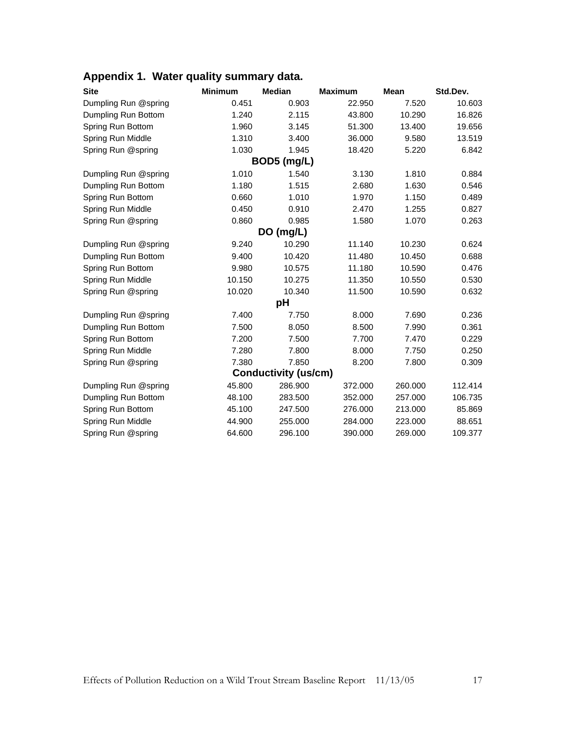## Appendix 1. Water quality summary data.

| Site | Minimum | Median | Maximum | Mean | Std.Dev. |
|---|---|---|---|---|---|
| Dumpling Run @spring | 0.451 | 0.903 | 22.950 | 7.520 | 10.603 |
| Dumpling Run Bottom | 1.240 | 2.115 | 43.800 | 10.290 | 16.826 |
| Spring Run Bottom | 1.960 | 3.145 | 51.300 | 13.400 | 19.656 |
| Spring Run Middle | 1.310 | 3.400 | 36.000 | 9.580 | 13.519 |
| Spring Run @spring | 1.030 | 1.945 | 18.420 | 5.220 | 6.842 |
| | | **BOD5 (mg/L)** | | | |
| Dumpling Run @spring | 1.010 | 1.540 | 3.130 | 1.810 | 0.884 |
| Dumpling Run Bottom | 1.180 | 1.515 | 2.680 | 1.630 | 0.546 |
| Spring Run Bottom | 0.660 | 1.010 | 1.970 | 1.150 | 0.489 |
| Spring Run Middle | 0.450 | 0.910 | 2.470 | 1.255 | 0.827 |
| Spring Run @spring | 0.860 | 0.985 | 1.580 | 1.070 | 0.263 |
| | | **DO (mg/L)** | | | |
| Dumpling Run @spring | 9.240 | 10.290 | 11.140 | 10.230 | 0.624 |
| Dumpling Run Bottom | 9.400 | 10.420 | 11.480 | 10.450 | 0.688 |
| Spring Run Bottom | 9.980 | 10.575 | 11.180 | 10.590 | 0.476 |
| Spring Run Middle | 10.150 | 10.275 | 11.350 | 10.550 | 0.530 |
| Spring Run @spring | 10.020 | 10.340 | 11.500 | 10.590 | 0.632 |
| | | **pH** | | | |
| Dumpling Run @spring | 7.400 | 7.750 | 8.000 | 7.690 | 0.236 |
| Dumpling Run Bottom | 7.500 | 8.050 | 8.500 | 7.990 | 0.361 |
| Spring Run Bottom | 7.200 | 7.500 | 7.700 | 7.470 | 0.229 |
| Spring Run Middle | 7.280 | 7.800 | 8.000 | 7.750 | 0.250 |
| Spring Run @spring | 7.380 | 7.850 | 8.200 | 7.800 | 0.309 |
| | | **Conductivity (us/cm)** | | | |
| Dumpling Run @spring | 45.800 | 286.900 | 372.000 | 260.000 | 112.414 |
| Dumpling Run Bottom | 48.100 | 283.500 | 352.000 | 257.000 | 106.735 |
| Spring Run Bottom | 45.100 | 247.500 | 276.000 | 213.000 | 85.869 |
| Spring Run Middle | 44.900 | 255.000 | 284.000 | 223.000 | 88.651 |
| Spring Run @spring | 64.600 | 296.100 | 390.000 | 269.000 | 109.377 |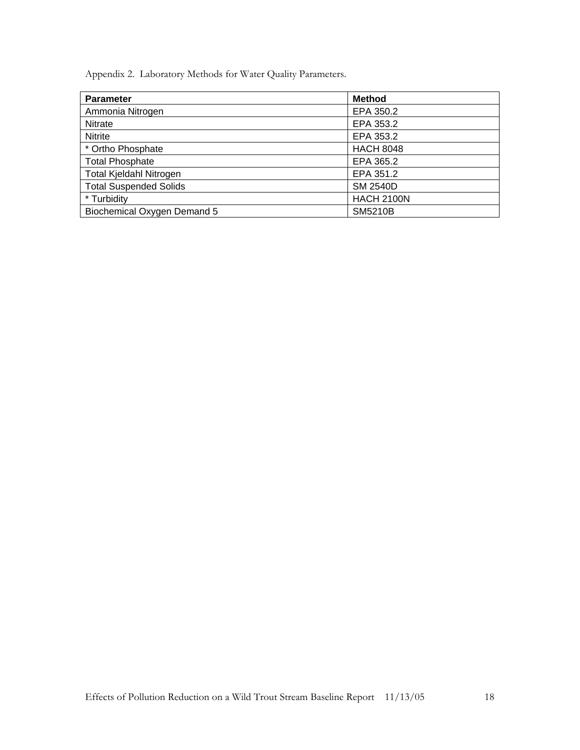Appendix 2. Laboratory Methods for Water Quality Parameters.

| Parameter | Method |
| --- | --- |
| Ammonia Nitrogen | EPA 350.2 |
| Nitrate | EPA 353.2 |
| Nitrite | EPA 353.2 |
| * Ortho Phosphate | HACH 8048 |
| Total Phosphate | EPA 365.2 |
| Total Kjeldahl Nitrogen | EPA 351.2 |
| Total Suspended Solids | SM 2540D |
| * Turbidity | HACH 2100N |
| Biochemical Oxygen Demand 5 | SM5210B |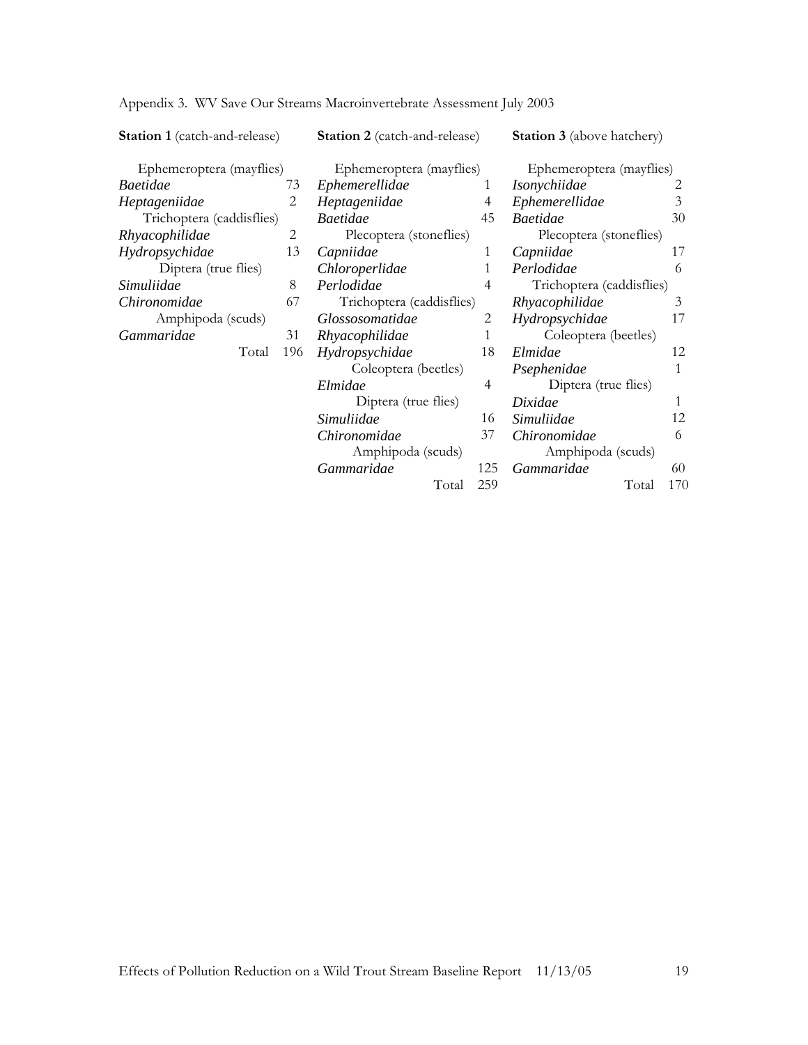Appendix 3. WV Save Our Streams Macroinvertebrate Assessment July 2003

**Station 1** (catch-and-release)

| | |
|---|---|
| Ephemeroptera (mayflies) | |
| *Baetidae* | 73 |
| *Heptageniidae* | 2 |
| Trichoptera (caddisflies) | |
| *Rhyacophilidae* | 2 |
| *Hydropsychidae* | 13 |
| Diptera (true flies) | |
| *Simuliidae* | 8 |
| *Chironomidae* | 67 |
| Amphipoda (scuds) | |
| *Gammaridae* | 31 |
| Total | 196 |

**Station 2** (catch-and-release)

| | |
|---|---|
| Ephemeroptera (mayflies) | |
| *Ephemerellidae* | 1 |
| *Heptageniidae* | 4 |
| *Baetidae* | 45 |
| Plecoptera (stoneflies) | |
| *Capniidae* | 1 |
| *Chloroperlidae* | 1 |
| *Perlodidae* | 4 |
| Trichoptera (caddisflies) | |
| *Glossosomatidae* | 2 |
| *Rhyacophilidae* | 1 |
| *Hydropsychidae* | 18 |
| Coleoptera (beetles) | |
| *Elmidae* | 4 |
| Diptera (true flies) | |
| *Simuliidae* | 16 |
| *Chironomidae* | 37 |
| Amphipoda (scuds) | |
| *Gammaridae* | 125 |
| Total | 259 |

**Station 3** (above hatchery)

| | |
|---|---|
| Ephemeroptera (mayflies) | |
| *Isonychiidae* | 2 |
| *Ephemerellidae* | 3 |
| *Baetidae* | 30 |
| Plecoptera (stoneflies) | |
| *Capniidae* | 17 |
| *Perlodidae* | 6 |
| Trichoptera (caddisflies) | |
| *Rhyacophilidae* | 3 |
| *Hydropsychidae* | 17 |
| Coleoptera (beetles) | |
| *Elmidae* | 12 |
| *Psephenidae* | 1 |
| Diptera (true flies) | |
| *Dixidae* | 1 |
| *Simuliidae* | 12 |
| *Chironomidae* | 6 |
| Amphipoda (scuds) | |
| *Gammaridae* | 60 |
| Total | 170 |